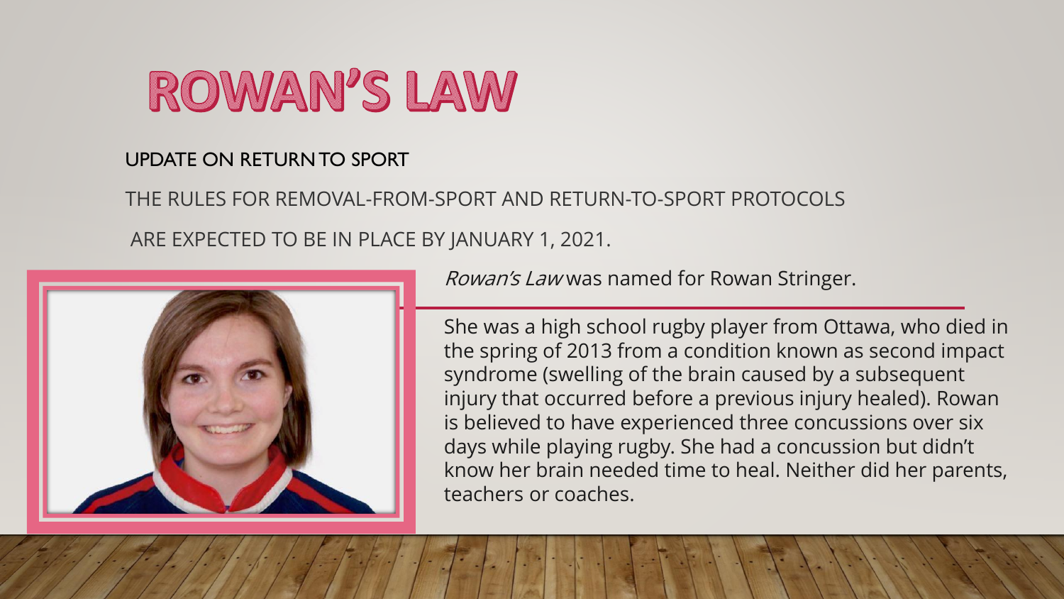# ROWAN'S LAW

UPDATE ON RETURN TO SPORT

THE RULES FOR REMOVAL-FROM-SPORT AND RETURN-TO-SPORT PROTOCOLS

ARE EXPECTED TO BE IN PLACE BY JANUARY 1, 2021.

*Rowan's Law* was named for Rowan Stringer.

She was a high school rugby player from Ottawa, who died in the spring of 2013 from a condition known as second impact syndrome (swelling of the brain caused by a subsequent injury that occurred before a previous injury healed). Rowan is believed to have experienced three concussions over six days while playing rugby. She had a concussion but didn't know her brain needed time to heal. Neither did her parents, teachers or coaches.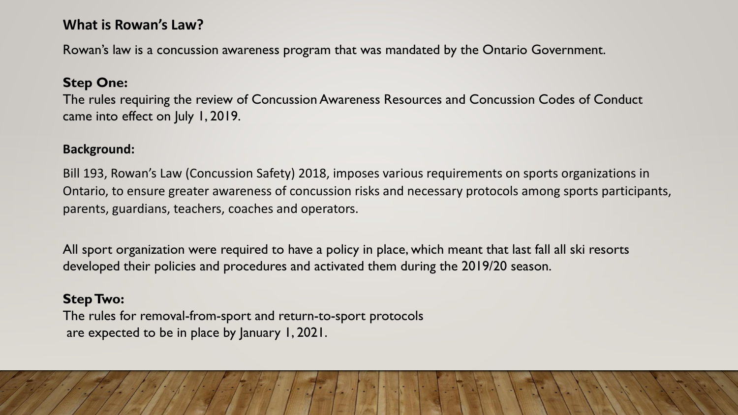## What is Rowan's Law?

Rowan's law is a concussion awareness program that was mandated by the Ontario Government.

### Step One:

The rules requiring the review of Concussion Awareness Resources and Concussion Codes of Conduct came into effect on July 1, 2019.

### Background:

Bill 193, Rowan's Law (Concussion Safety) 2018, imposes various requirements on sports organizations in Ontario, to ensure greater awareness of concussion risks and necessary protocols among sports participants, parents, guardians, teachers, coaches and operators.

All sport organization were required to have a policy in place, which meant that last fall all ski resorts developed their policies and procedures and activated them during the 2019/20 season.

### Step Two:

The rules for removal-from-sport and return-to-sport protocols are expected to be in place by January 1, 2021.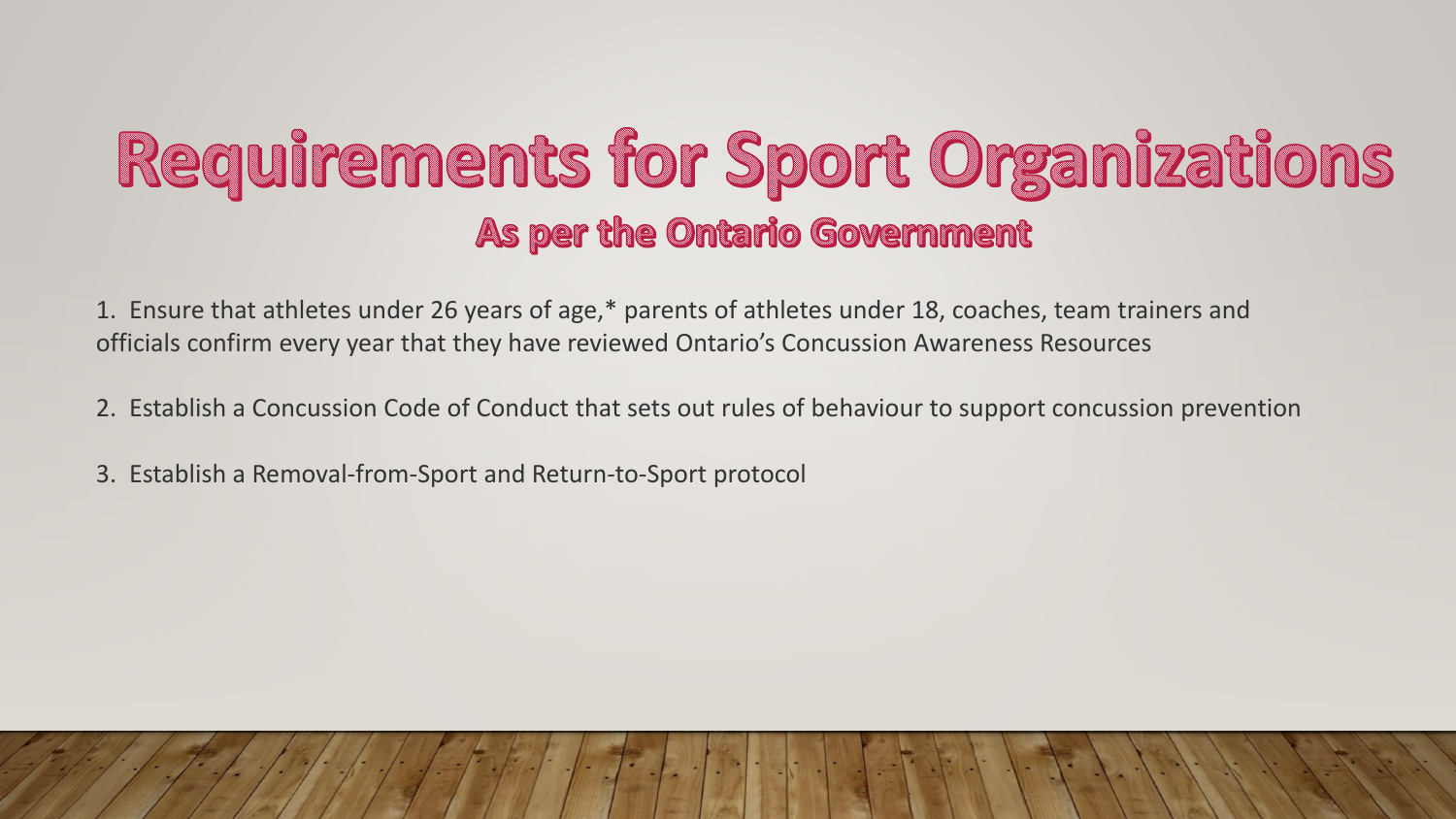# Requirements for Sport Organizations

## As per the Ontario Government

1. Ensure that athletes under 26 years of age,* parents of athletes under 18, coaches, team trainers and officials confirm every year that they have reviewed Ontario's Concussion Awareness Resources

2. Establish a Concussion Code of Conduct that sets out rules of behaviour to support concussion prevention

3. Establish a Removal-from-Sport and Return-to-Sport protocol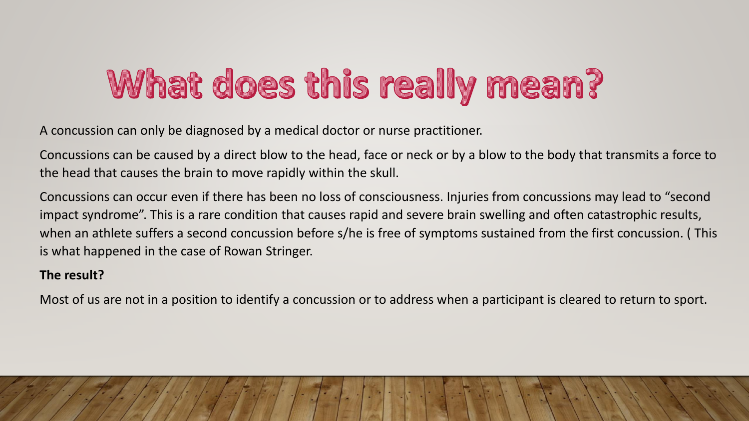# What does this really mean?

A concussion can only be diagnosed by a medical doctor or nurse practitioner.

Concussions can be caused by a direct blow to the head, face or neck or by a blow to the body that transmits a force to the head that causes the brain to move rapidly within the skull.

Concussions can occur even if there has been no loss of consciousness. Injuries from concussions may lead to "second impact syndrome". This is a rare condition that causes rapid and severe brain swelling and often catastrophic results, when an athlete suffers a second concussion before s/he is free of symptoms sustained from the first concussion. ( This is what happened in the case of Rowan Stringer.

**The result?**

Most of us are not in a position to identify a concussion or to address when a participant is cleared to return to sport.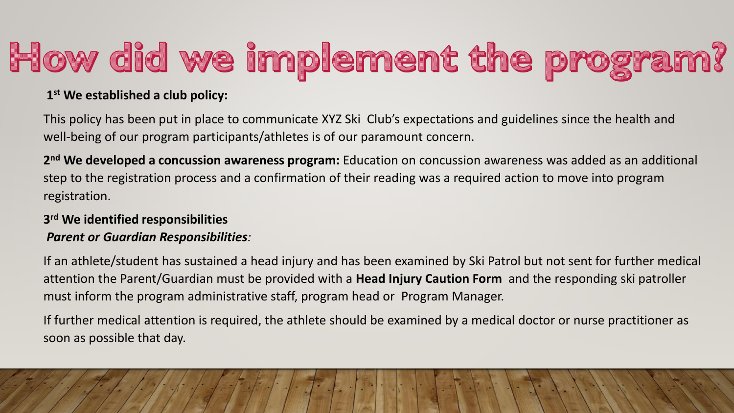# How did we implement the program?

**1st We established a club policy:**

This policy has been put in place to communicate XYZ Ski Club's expectations and guidelines since the health and well-being of our program participants/athletes is of our paramount concern.

**2nd We developed a concussion awareness program:** Education on concussion awareness was added as an additional step to the registration process and a confirmation of their reading was a required action to move into program registration.

**3rd We identified responsibilities**

***Parent or Guardian Responsibilities**:*

If an athlete/student has sustained a head injury and has been examined by Ski Patrol but not sent for further medical attention the Parent/Guardian must be provided with a **Head Injury Caution Form** and the responding ski patroller must inform the program administrative staff, program head or Program Manager.

If further medical attention is required, the athlete should be examined by a medical doctor or nurse practitioner as soon as possible that day.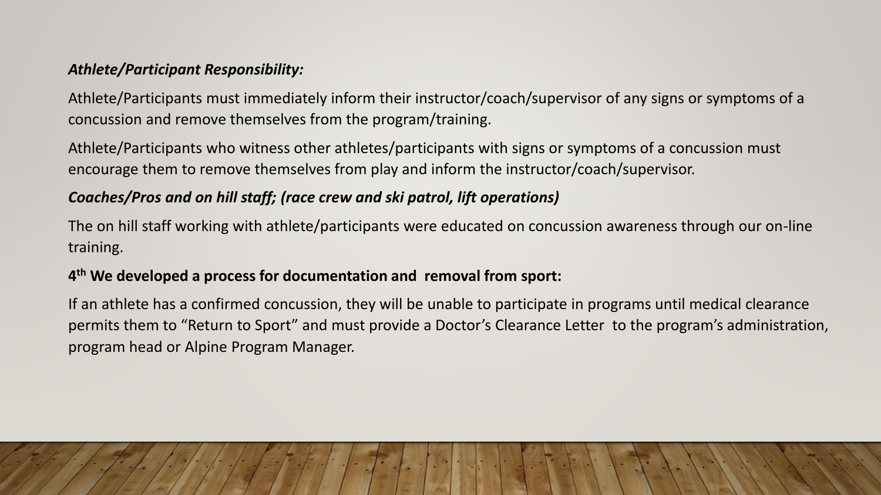***Athlete/Participant Responsibility:***

Athlete/Participants must immediately inform their instructor/coach/supervisor of any signs or symptoms of a concussion and remove themselves from the program/training.

Athlete/Participants who witness other athletes/participants with signs or symptoms of a concussion must encourage them to remove themselves from play and inform the instructor/coach/supervisor.

***Coaches/Pros and on hill staff; (race crew and ski patrol, lift operations)***

The on hill staff working with athlete/participants were educated on concussion awareness through our on-line training.

**4th We developed a process for documentation and removal from sport:**

If an athlete has a confirmed concussion, they will be unable to participate in programs until medical clearance permits them to "Return to Sport" and must provide a Doctor's Clearance Letter to the program's administration, program head or Alpine Program Manager.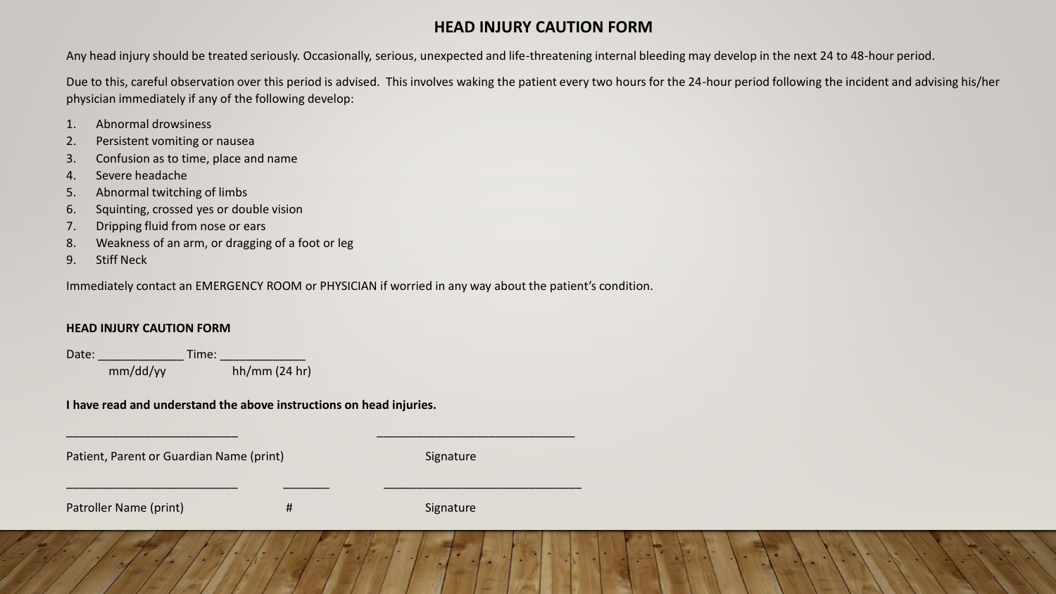# HEAD INJURY CAUTION FORM

Any head injury should be treated seriously. Occasionally, serious, unexpected and life-threatening internal bleeding may develop in the next 24 to 48-hour period.

Due to this, careful observation over this period is advised. This involves waking the patient every two hours for the 24-hour period following the incident and advising his/her physician immediately if any of the following develop:

1. Abnormal drowsiness
2. Persistent vomiting or nausea
3. Confusion as to time, place and name
4. Severe headache
5. Abnormal twitching of limbs
6. Squinting, crossed yes or double vision
7. Dripping fluid from nose or ears
8. Weakness of an arm, or dragging of a foot or leg
9. Stiff Neck

Immediately contact an EMERGENCY ROOM or PHYSICIAN if worried in any way about the patient's condition.

**HEAD INJURY CAUTION FORM**

Date: _____________ Time: _____________
mm/dd/yy hh/mm (24 hr)

**I have read and understand the above instructions on head injuries.**

__________________________ ______________________________
Patient, Parent or Guardian Name (print) Signature

__________________________ _______ ______________________________
Patroller Name (print) # Signature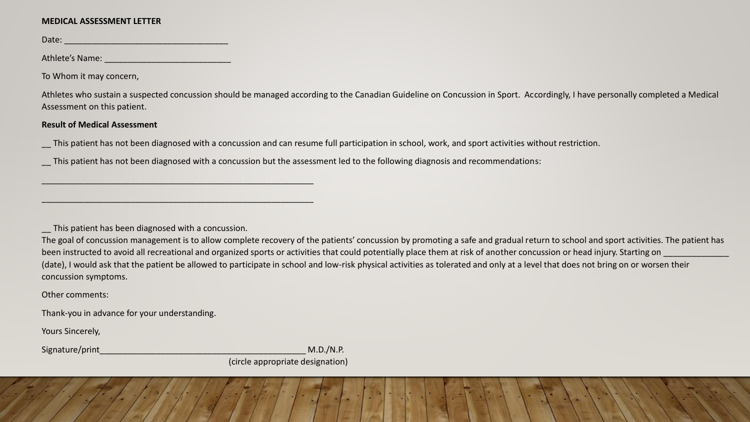**MEDICAL ASSESSMENT LETTER**

Date: ___________________________________

Athlete's Name: ___________________________

To Whom it may concern,

Athletes who sustain a suspected concussion should be managed according to the Canadian Guideline on Concussion in Sport. Accordingly, I have personally completed a Medical Assessment on this patient.

**Result of Medical Assessment**

__ This patient has not been diagnosed with a concussion and can resume full participation in school, work, and sport activities without restriction.

__ This patient has not been diagnosed with a concussion but the assessment led to the following diagnosis and recommendations:

__________________________________________________________

__________________________________________________________

__ This patient has been diagnosed with a concussion.
The goal of concussion management is to allow complete recovery of the patients' concussion by promoting a safe and gradual return to school and sport activities. The patient has been instructed to avoid all recreational and organized sports or activities that could potentially place them at risk of another concussion or head injury. Starting on ______________ (date), I would ask that the patient be allowed to participate in school and low-risk physical activities as tolerated and only at a level that does not bring on or worsen their concussion symptoms.

Other comments:

Thank-you in advance for your understanding.

Yours Sincerely,

Signature/print____________________________________________ M.D./N.P.
(circle appropriate designation)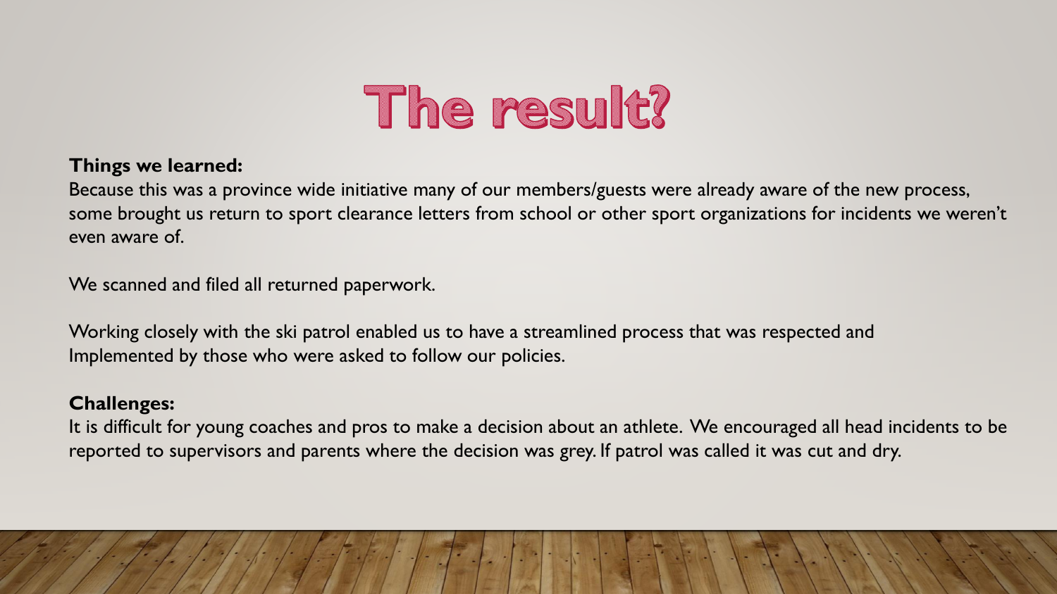# The result?

**Things we learned:**

Because this was a province wide initiative many of our members/guests were already aware of the new process, some brought us return to sport clearance letters from school or other sport organizations for incidents we weren't even aware of.

We scanned and filed all returned paperwork.

Working closely with the ski patrol enabled us to have a streamlined process that was respected and Implemented by those who were asked to follow our policies.

**Challenges:**

It is difficult for young coaches and pros to make a decision about an athlete. We encouraged all head incidents to be reported to supervisors and parents where the decision was grey. If patrol was called it was cut and dry.